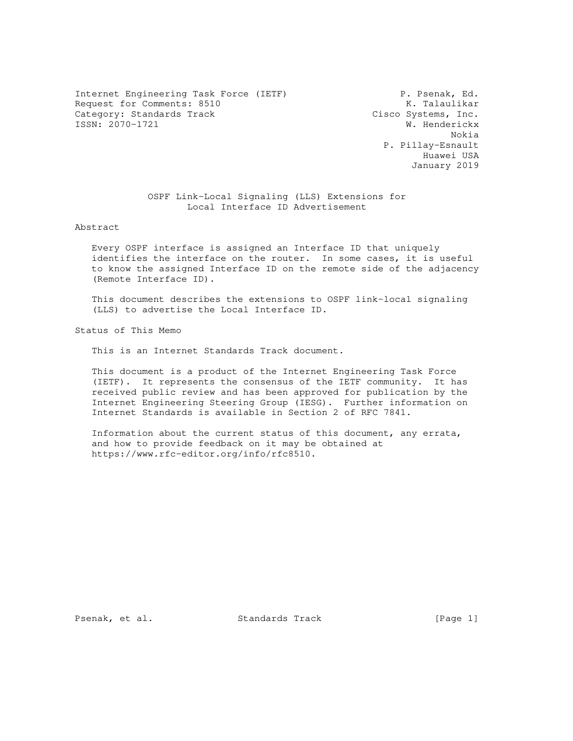Internet Engineering Task Force (IETF) P. Psenak, Ed.
Request for Comments: 8510 K. Talaulikar
Category: Standards Track Cisco Systems, Inc.
ISSN: 2070-1721 W. Henderickx
Nokia
P. Pillay-Esnault
Huawei USA
January 2019

# OSPF Link-Local Signaling (LLS) Extensions for Local Interface ID Advertisement

## Abstract

Every OSPF interface is assigned an Interface ID that uniquely identifies the interface on the router. In some cases, it is useful to know the assigned Interface ID on the remote side of the adjacency (Remote Interface ID).

This document describes the extensions to OSPF link-local signaling (LLS) to advertise the Local Interface ID.

## Status of This Memo

This is an Internet Standards Track document.

This document is a product of the Internet Engineering Task Force (IETF). It represents the consensus of the IETF community. It has received public review and has been approved for publication by the Internet Engineering Steering Group (IESG). Further information on Internet Standards is available in Section 2 of RFC 7841.

Information about the current status of this document, any errata, and how to provide feedback on it may be obtained at https://www.rfc-editor.org/info/rfc8510.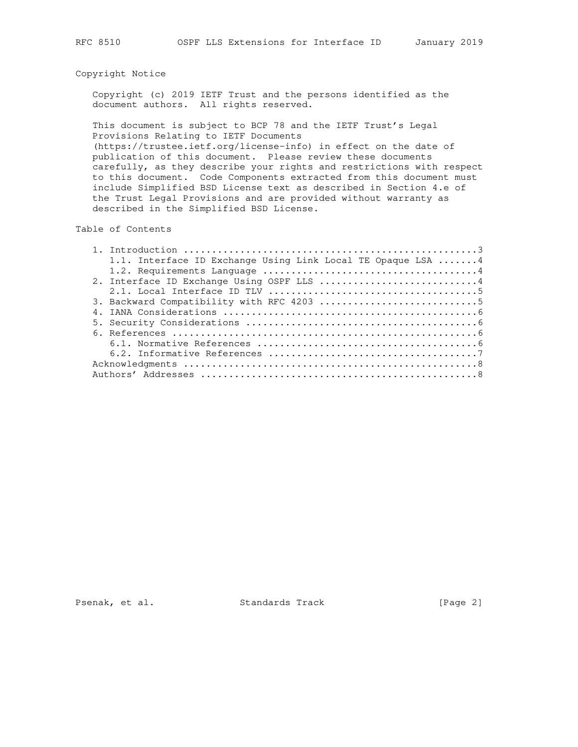## Copyright Notice

Copyright (c) 2019 IETF Trust and the persons identified as the document authors. All rights reserved.

This document is subject to BCP 78 and the IETF Trust's Legal Provisions Relating to IETF Documents (https://trustee.ietf.org/license-info) in effect on the date of publication of this document. Please review these documents carefully, as they describe your rights and restrictions with respect to this document. Code Components extracted from this document must include Simplified BSD License text as described in Section 4.e of the Trust Legal Provisions and are provided without warranty as described in the Simplified BSD License.

## Table of Contents

```
   1. Introduction ....................................................3
      1.1. Interface ID Exchange Using Link Local TE Opaque LSA .......4
      1.2. Requirements Language ......................................4
   2. Interface ID Exchange Using OSPF LLS ............................4
      2.1. Local Interface ID TLV .....................................5
   3. Backward Compatibility with RFC 4203 ............................5
   4. IANA Considerations .............................................6
   5. Security Considerations .........................................6
   6. References ......................................................6
      6.1. Normative References .......................................6
      6.2. Informative References .....................................7
   Acknowledgments ....................................................8
   Authors' Addresses .................................................8
```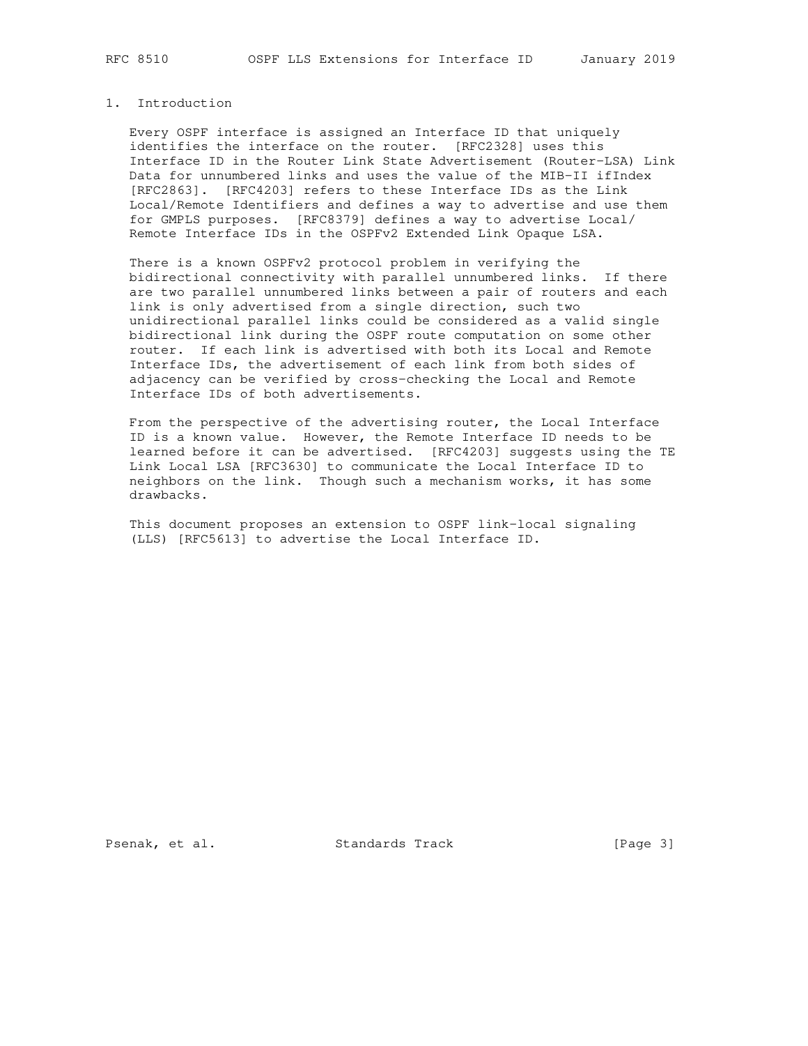## 1. Introduction

Every OSPF interface is assigned an Interface ID that uniquely identifies the interface on the router. [RFC2328] uses this Interface ID in the Router Link State Advertisement (Router-LSA) Link Data for unnumbered links and uses the value of the MIB-II ifIndex [RFC2863]. [RFC4203] refers to these Interface IDs as the Link Local/Remote Identifiers and defines a way to advertise and use them for GMPLS purposes. [RFC8379] defines a way to advertise Local/ Remote Interface IDs in the OSPFv2 Extended Link Opaque LSA.

There is a known OSPFv2 protocol problem in verifying the bidirectional connectivity with parallel unnumbered links. If there are two parallel unnumbered links between a pair of routers and each link is only advertised from a single direction, such two unidirectional parallel links could be considered as a valid single bidirectional link during the OSPF route computation on some other router. If each link is advertised with both its Local and Remote Interface IDs, the advertisement of each link from both sides of adjacency can be verified by cross-checking the Local and Remote Interface IDs of both advertisements.

From the perspective of the advertising router, the Local Interface ID is a known value. However, the Remote Interface ID needs to be learned before it can be advertised. [RFC4203] suggests using the TE Link Local LSA [RFC3630] to communicate the Local Interface ID to neighbors on the link. Though such a mechanism works, it has some drawbacks.

This document proposes an extension to OSPF link-local signaling (LLS) [RFC5613] to advertise the Local Interface ID.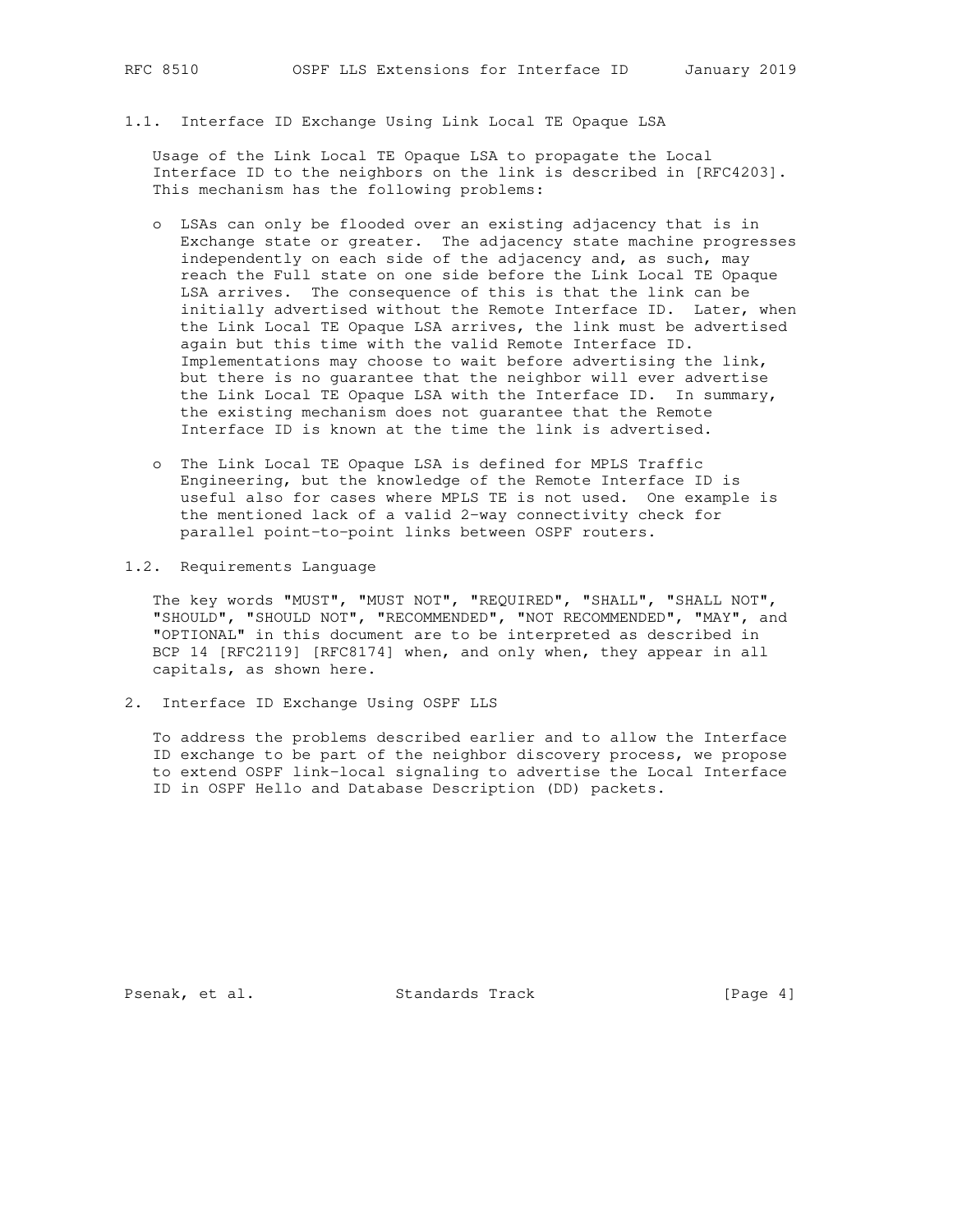### 1.1. Interface ID Exchange Using Link Local TE Opaque LSA

Usage of the Link Local TE Opaque LSA to propagate the Local Interface ID to the neighbors on the link is described in [RFC4203]. This mechanism has the following problems:

- LSAs can only be flooded over an existing adjacency that is in Exchange state or greater. The adjacency state machine progresses independently on each side of the adjacency and, as such, may reach the Full state on one side before the Link Local TE Opaque LSA arrives. The consequence of this is that the link can be initially advertised without the Remote Interface ID. Later, when the Link Local TE Opaque LSA arrives, the link must be advertised again but this time with the valid Remote Interface ID. Implementations may choose to wait before advertising the link, but there is no guarantee that the neighbor will ever advertise the Link Local TE Opaque LSA with the Interface ID. In summary, the existing mechanism does not guarantee that the Remote Interface ID is known at the time the link is advertised.

- The Link Local TE Opaque LSA is defined for MPLS Traffic Engineering, but the knowledge of the Remote Interface ID is useful also for cases where MPLS TE is not used. One example is the mentioned lack of a valid 2-way connectivity check for parallel point-to-point links between OSPF routers.

### 1.2. Requirements Language

The key words "MUST", "MUST NOT", "REQUIRED", "SHALL", "SHALL NOT", "SHOULD", "SHOULD NOT", "RECOMMENDED", "NOT RECOMMENDED", "MAY", and "OPTIONAL" in this document are to be interpreted as described in BCP 14 [RFC2119] [RFC8174] when, and only when, they appear in all capitals, as shown here.

## 2. Interface ID Exchange Using OSPF LLS

To address the problems described earlier and to allow the Interface ID exchange to be part of the neighbor discovery process, we propose to extend OSPF link-local signaling to advertise the Local Interface ID in OSPF Hello and Database Description (DD) packets.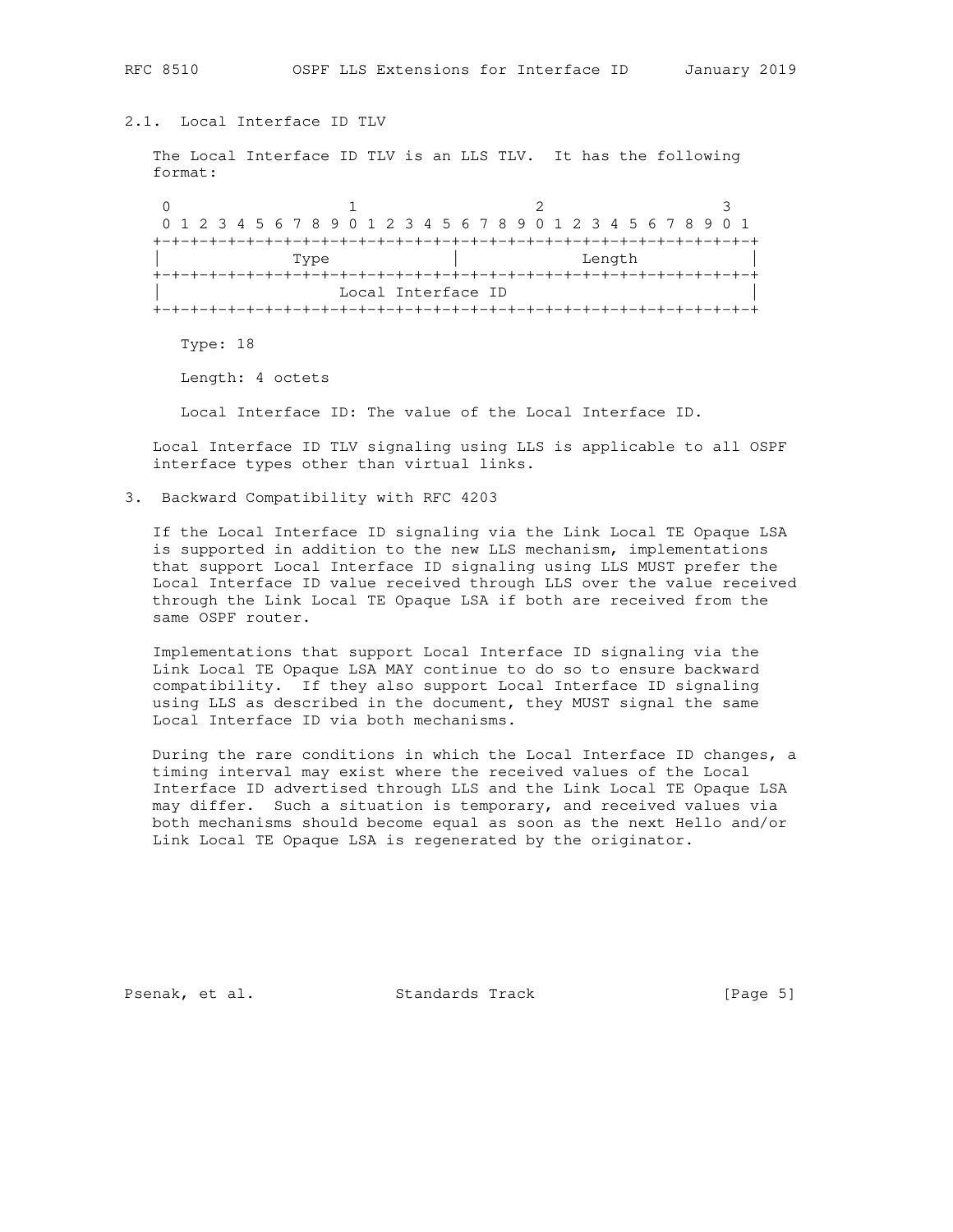### 2.1. Local Interface ID TLV

The Local Interface ID TLV is an LLS TLV. It has the following format:

```
 0                   1                   2                   3
 0 1 2 3 4 5 6 7 8 9 0 1 2 3 4 5 6 7 8 9 0 1 2 3 4 5 6 7 8 9 0 1
+-+-+-+-+-+-+-+-+-+-+-+-+-+-+-+-+-+-+-+-+-+-+-+-+-+-+-+-+-+-+-+-+
|              Type             |             Length            |
+-+-+-+-+-+-+-+-+-+-+-+-+-+-+-+-+-+-+-+-+-+-+-+-+-+-+-+-+-+-+-+-+
|                       Local Interface ID                      |
+-+-+-+-+-+-+-+-+-+-+-+-+-+-+-+-+-+-+-+-+-+-+-+-+-+-+-+-+-+-+-+-+
```

Type: 18

Length: 4 octets

Local Interface ID: The value of the Local Interface ID.

Local Interface ID TLV signaling using LLS is applicable to all OSPF interface types other than virtual links.

## 3. Backward Compatibility with RFC 4203

If the Local Interface ID signaling via the Link Local TE Opaque LSA is supported in addition to the new LLS mechanism, implementations that support Local Interface ID signaling using LLS MUST prefer the Local Interface ID value received through LLS over the value received through the Link Local TE Opaque LSA if both are received from the same OSPF router.

Implementations that support Local Interface ID signaling via the Link Local TE Opaque LSA MAY continue to do so to ensure backward compatibility. If they also support Local Interface ID signaling using LLS as described in the document, they MUST signal the same Local Interface ID via both mechanisms.

During the rare conditions in which the Local Interface ID changes, a timing interval may exist where the received values of the Local Interface ID advertised through LLS and the Link Local TE Opaque LSA may differ. Such a situation is temporary, and received values via both mechanisms should become equal as soon as the next Hello and/or Link Local TE Opaque LSA is regenerated by the originator.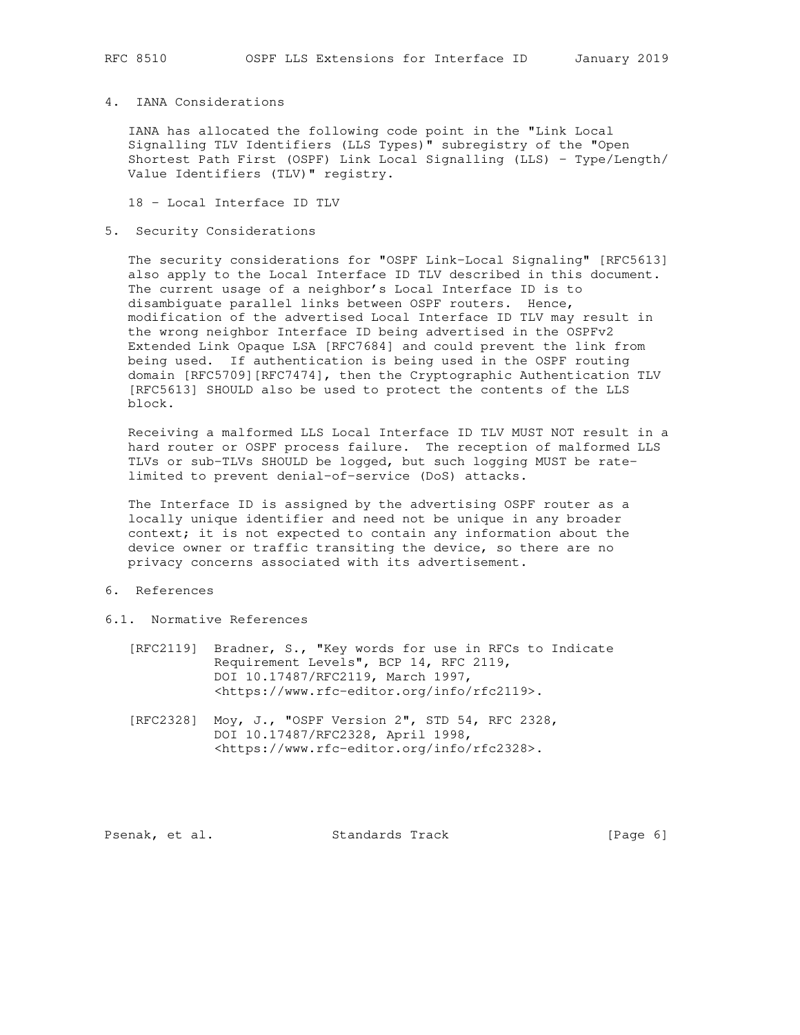## 4. IANA Considerations

IANA has allocated the following code point in the "Link Local Signalling TLV Identifiers (LLS Types)" subregistry of the "Open Shortest Path First (OSPF) Link Local Signalling (LLS) - Type/Length/Value Identifiers (TLV)" registry.

18 - Local Interface ID TLV

## 5. Security Considerations

The security considerations for "OSPF Link-Local Signaling" [RFC5613] also apply to the Local Interface ID TLV described in this document. The current usage of a neighbor's Local Interface ID is to disambiguate parallel links between OSPF routers. Hence, modification of the advertised Local Interface ID TLV may result in the wrong neighbor Interface ID being advertised in the OSPFv2 Extended Link Opaque LSA [RFC7684] and could prevent the link from being used. If authentication is being used in the OSPF routing domain [RFC5709][RFC7474], then the Cryptographic Authentication TLV [RFC5613] SHOULD also be used to protect the contents of the LLS block.

Receiving a malformed LLS Local Interface ID TLV MUST NOT result in a hard router or OSPF process failure. The reception of malformed LLS TLVs or sub-TLVs SHOULD be logged, but such logging MUST be rate-limited to prevent denial-of-service (DoS) attacks.

The Interface ID is assigned by the advertising OSPF router as a locally unique identifier and need not be unique in any broader context; it is not expected to contain any information about the device owner or traffic transiting the device, so there are no privacy concerns associated with its advertisement.

## 6. References

### 6.1. Normative References

[RFC2119] Bradner, S., "Key words for use in RFCs to Indicate Requirement Levels", BCP 14, RFC 2119, DOI 10.17487/RFC2119, March 1997, <https://www.rfc-editor.org/info/rfc2119>.

[RFC2328] Moy, J., "OSPF Version 2", STD 54, RFC 2328, DOI 10.17487/RFC2328, April 1998, <https://www.rfc-editor.org/info/rfc2328>.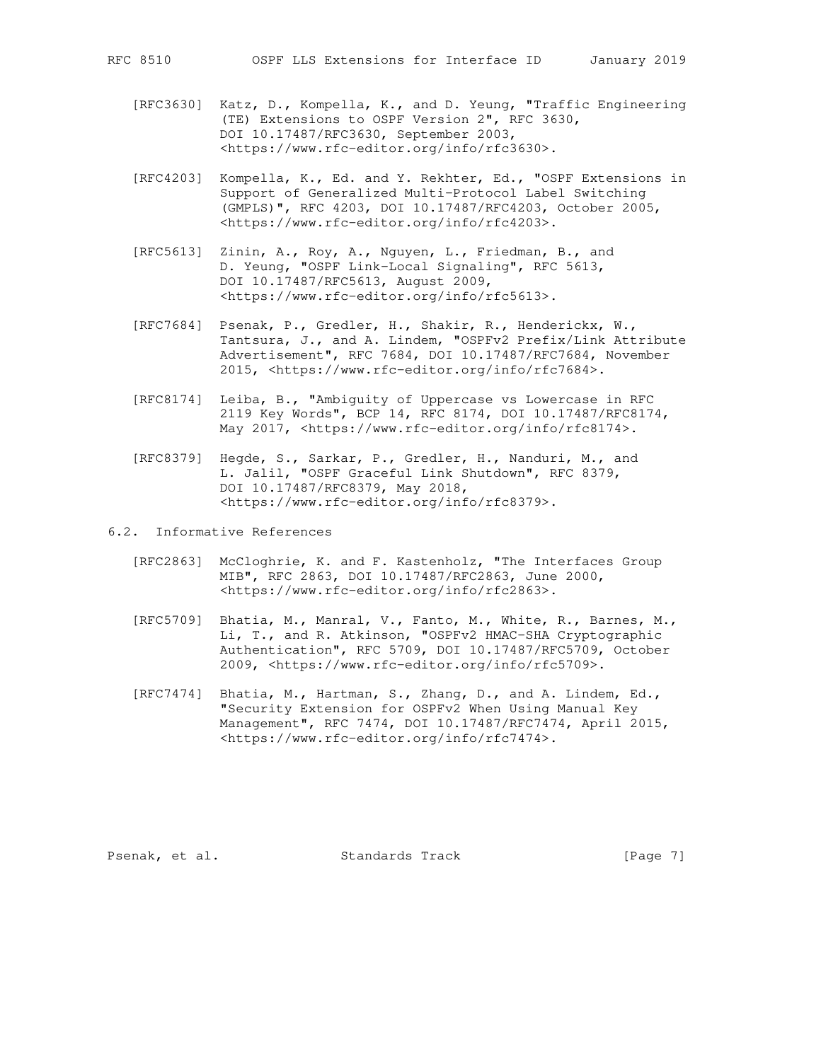[RFC3630] Katz, D., Kompella, K., and D. Yeung, "Traffic Engineering (TE) Extensions to OSPF Version 2", RFC 3630, DOI 10.17487/RFC3630, September 2003, <https://www.rfc-editor.org/info/rfc3630>.

[RFC4203] Kompella, K., Ed. and Y. Rekhter, Ed., "OSPF Extensions in Support of Generalized Multi-Protocol Label Switching (GMPLS)", RFC 4203, DOI 10.17487/RFC4203, October 2005, <https://www.rfc-editor.org/info/rfc4203>.

[RFC5613] Zinin, A., Roy, A., Nguyen, L., Friedman, B., and D. Yeung, "OSPF Link-Local Signaling", RFC 5613, DOI 10.17487/RFC5613, August 2009, <https://www.rfc-editor.org/info/rfc5613>.

[RFC7684] Psenak, P., Gredler, H., Shakir, R., Henderickx, W., Tantsura, J., and A. Lindem, "OSPFv2 Prefix/Link Attribute Advertisement", RFC 7684, DOI 10.17487/RFC7684, November 2015, <https://www.rfc-editor.org/info/rfc7684>.

[RFC8174] Leiba, B., "Ambiguity of Uppercase vs Lowercase in RFC 2119 Key Words", BCP 14, RFC 8174, DOI 10.17487/RFC8174, May 2017, <https://www.rfc-editor.org/info/rfc8174>.

[RFC8379] Hegde, S., Sarkar, P., Gredler, H., Nanduri, M., and L. Jalil, "OSPF Graceful Link Shutdown", RFC 8379, DOI 10.17487/RFC8379, May 2018, <https://www.rfc-editor.org/info/rfc8379>.

## 6.2. Informative References

[RFC2863] McCloghrie, K. and F. Kastenholz, "The Interfaces Group MIB", RFC 2863, DOI 10.17487/RFC2863, June 2000, <https://www.rfc-editor.org/info/rfc2863>.

[RFC5709] Bhatia, M., Manral, V., Fanto, M., White, R., Barnes, M., Li, T., and R. Atkinson, "OSPFv2 HMAC-SHA Cryptographic Authentication", RFC 5709, DOI 10.17487/RFC5709, October 2009, <https://www.rfc-editor.org/info/rfc5709>.

[RFC7474] Bhatia, M., Hartman, S., Zhang, D., and A. Lindem, Ed., "Security Extension for OSPFv2 When Using Manual Key Management", RFC 7474, DOI 10.17487/RFC7474, April 2015, <https://www.rfc-editor.org/info/rfc7474>.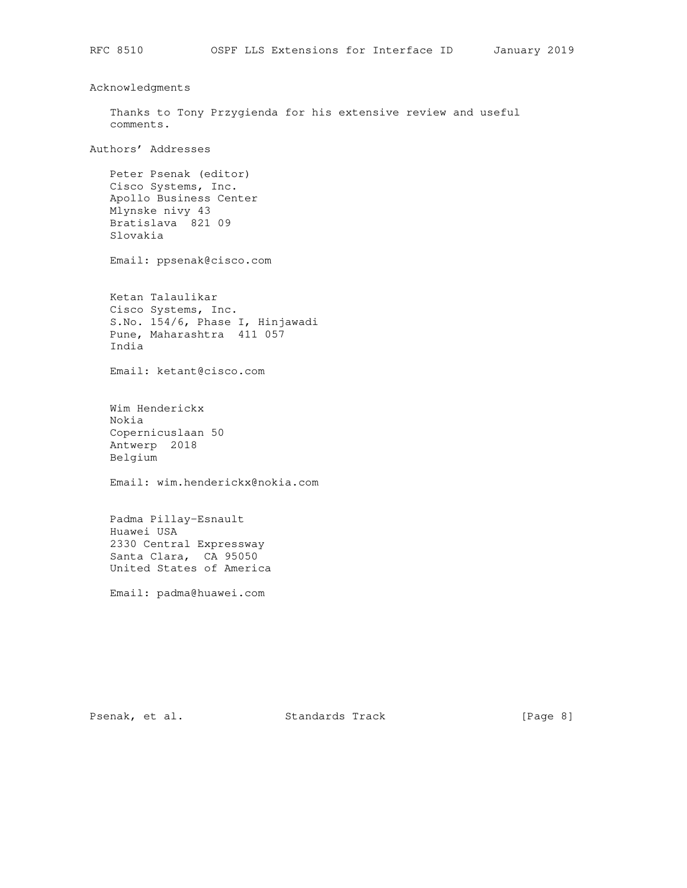## Acknowledgments

Thanks to Tony Przygienda for his extensive review and useful comments.

## Authors' Addresses

Peter Psenak (editor)
Cisco Systems, Inc.
Apollo Business Center
Mlynske nivy 43
Bratislava 821 09
Slovakia

Email: ppsenak@cisco.com

Ketan Talaulikar
Cisco Systems, Inc.
S.No. 154/6, Phase I, Hinjawadi
Pune, Maharashtra 411 057
India

Email: ketant@cisco.com

Wim Henderickx
Nokia
Copernicuslaan 50
Antwerp 2018
Belgium

Email: wim.henderickx@nokia.com

Padma Pillay-Esnault
Huawei USA
2330 Central Expressway
Santa Clara, CA 95050
United States of America

Email: padma@huawei.com